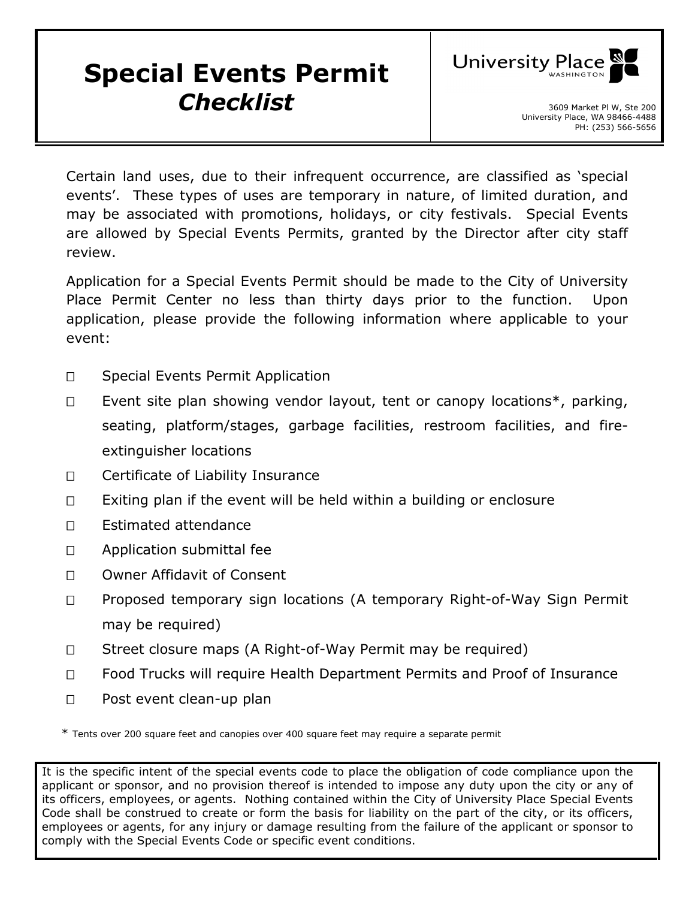# Special Events Permit *Checklist*

University Place WASHINGTON

3609 Market Pl W, Ste 200
University Place, WA 98466-4488
PH: (253) 566-5656

Certain land uses, due to their infrequent occurrence, are classified as 'special events'. These types of uses are temporary in nature, of limited duration, and may be associated with promotions, holidays, or city festivals. Special Events are allowed by Special Events Permits, granted by the Director after city staff review.

Application for a Special Events Permit should be made to the City of University Place Permit Center no less than thirty days prior to the function. Upon application, please provide the following information where applicable to your event:

- ☐ Special Events Permit Application
- ☐ Event site plan showing vendor layout, tent or canopy locations*, parking, seating, platform/stages, garbage facilities, restroom facilities, and fire-extinguisher locations
- ☐ Certificate of Liability Insurance
- ☐ Exiting plan if the event will be held within a building or enclosure
- ☐ Estimated attendance
- ☐ Application submittal fee
- ☐ Owner Affidavit of Consent
- ☐ Proposed temporary sign locations (A temporary Right-of-Way Sign Permit may be required)
- ☐ Street closure maps (A Right-of-Way Permit may be required)
- ☐ Food Trucks will require Health Department Permits and Proof of Insurance
- ☐ Post event clean-up plan

\* Tents over 200 square feet and canopies over 400 square feet may require a separate permit

It is the specific intent of the special events code to place the obligation of code compliance upon the applicant or sponsor, and no provision thereof is intended to impose any duty upon the city or any of its officers, employees, or agents. Nothing contained within the City of University Place Special Events Code shall be construed to create or form the basis for liability on the part of the city, or its officers, employees or agents, for any injury or damage resulting from the failure of the applicant or sponsor to comply with the Special Events Code or specific event conditions.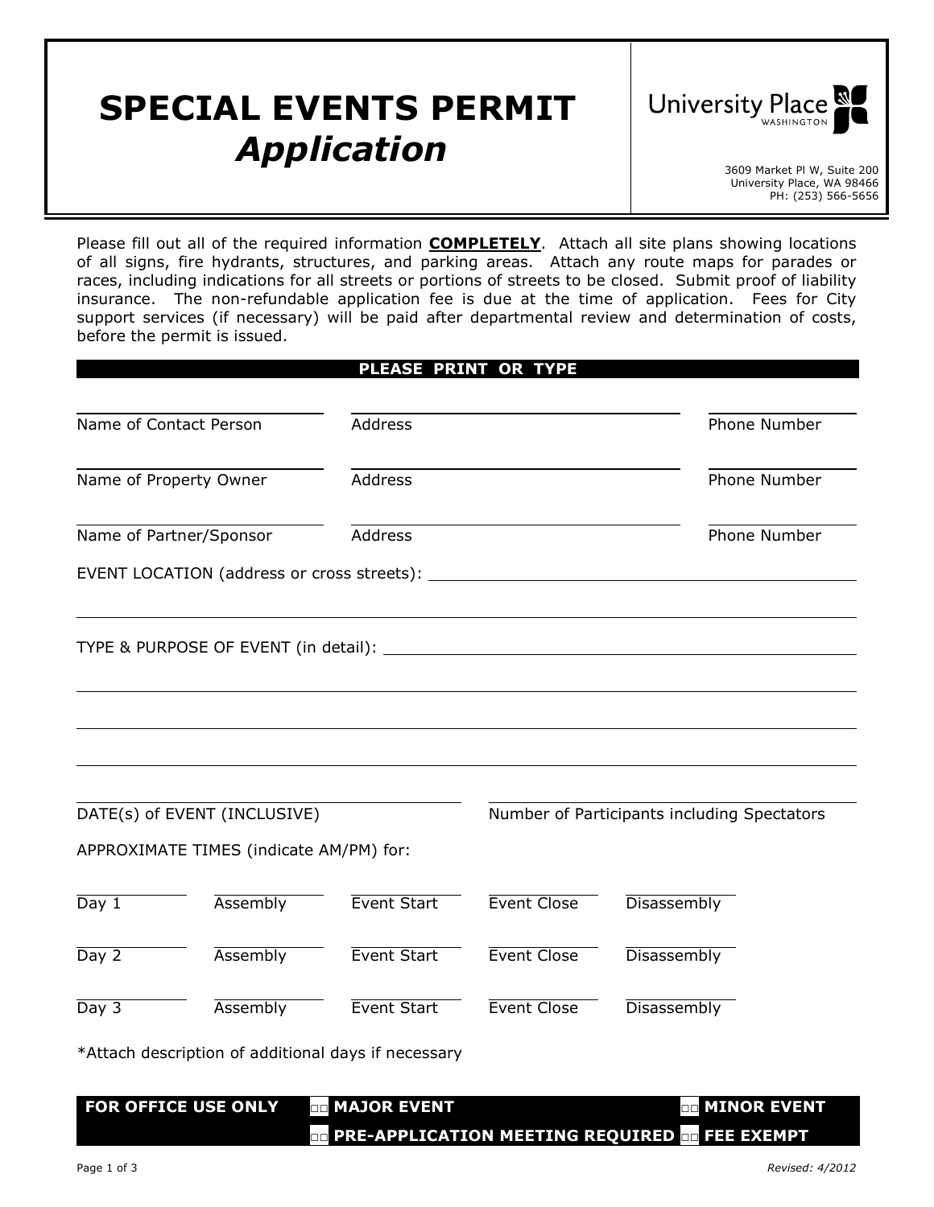# SPECIAL EVENTS PERMIT *Application*

University Place WASHINGTON

3609 Market Pl W, Suite 200
University Place, WA 98466
PH: (253) 566-5656

Please fill out all of the required information **COMPLETELY**. Attach all site plans showing locations of all signs, fire hydrants, structures, and parking areas. Attach any route maps for parades or races, including indications for all streets or portions of streets to be closed. Submit proof of liability insurance. The non-refundable application fee is due at the time of application. Fees for City support services (if necessary) will be paid after departmental review and determination of costs, before the permit is issued.

**PLEASE PRINT OR TYPE**

| Name of Contact Person | Address | Phone Number |
|---|---|---|
| Name of Property Owner | Address | Phone Number |
| Name of Partner/Sponsor | Address | Phone Number |

EVENT LOCATION (address or cross streets): ______________________________

______________________________

TYPE & PURPOSE OF EVENT (in detail): ______________________________

______________________________

______________________________

______________________________

DATE(s) of EVENT (INCLUSIVE) ______________ Number of Participants including Spectators ______________

APPROXIMATE TIMES (indicate AM/PM) for:

| Day | Assembly | Event Start | Event Close | Disassembly |
|---|---|---|---|---|
| Day 1 | | | | |
| Day 2 | | | | |
| Day 3 | | | | |

*Attach description of additional days if necessary

**FOR OFFICE USE ONLY** ☐ **MAJOR EVENT** ☐ **MINOR EVENT**
☐ **PRE-APPLICATION MEETING REQUIRED** ☐ **FEE EXEMPT**

*Revised: 4/2012*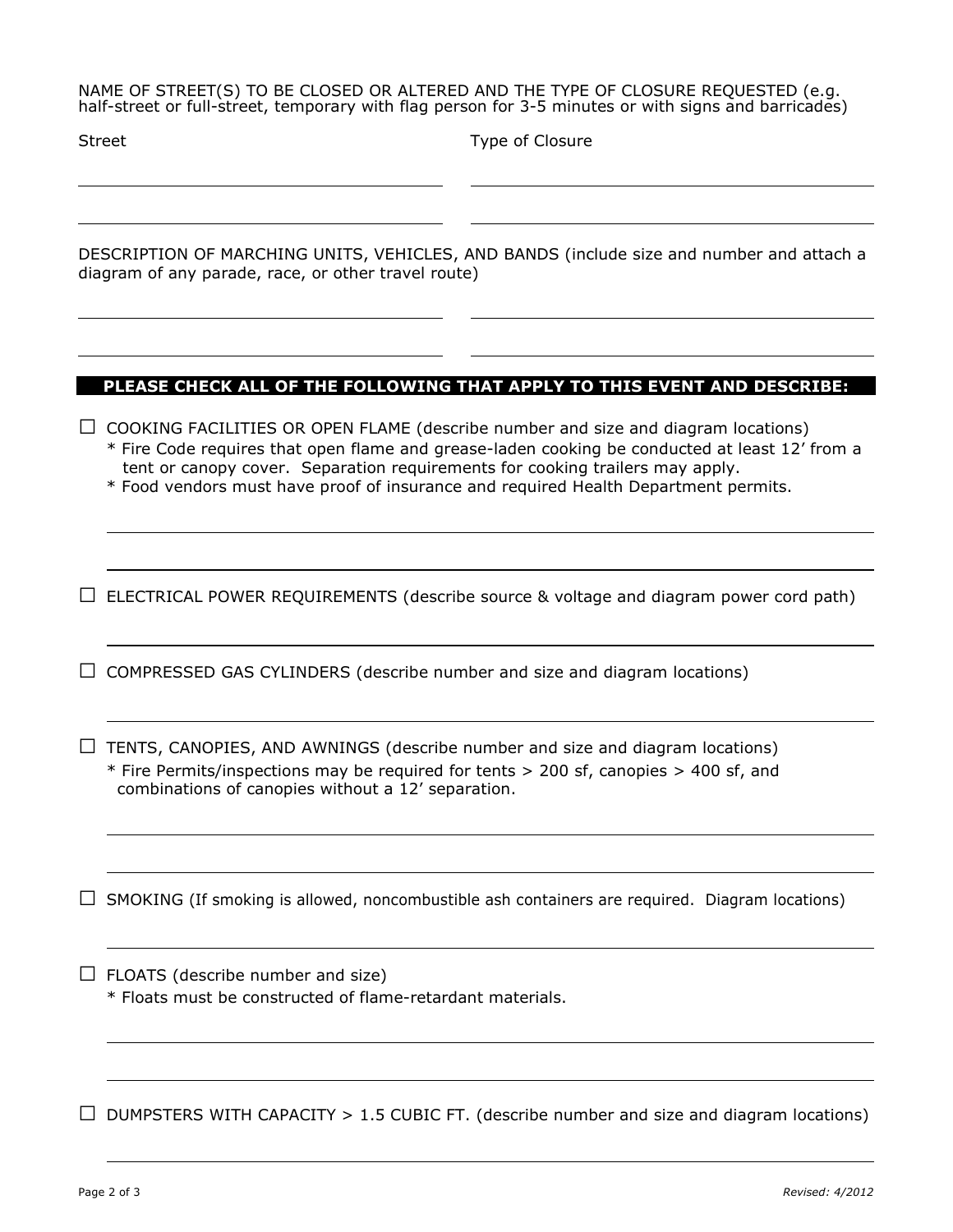NAME OF STREET(S) TO BE CLOSED OR ALTERED AND THE TYPE OF CLOSURE REQUESTED (e.g. half-street or full-street, temporary with flag person for 3-5 minutes or with signs and barricades)

| Street | Type of Closure |
| --- | --- |
| | |
| | |

DESCRIPTION OF MARCHING UNITS, VEHICLES, AND BANDS (include size and number and attach a diagram of any parade, race, or other travel route)

**PLEASE CHECK ALL OF THE FOLLOWING THAT APPLY TO THIS EVENT AND DESCRIBE:**

☐ COOKING FACILITIES OR OPEN FLAME (describe number and size and diagram locations)
* Fire Code requires that open flame and grease-laden cooking be conducted at least 12' from a tent or canopy cover. Separation requirements for cooking trailers may apply.
* Food vendors must have proof of insurance and required Health Department permits.

☐ ELECTRICAL POWER REQUIREMENTS (describe source & voltage and diagram power cord path)

☐ COMPRESSED GAS CYLINDERS (describe number and size and diagram locations)

☐ TENTS, CANOPIES, AND AWNINGS (describe number and size and diagram locations)
* Fire Permits/inspections may be required for tents > 200 sf, canopies > 400 sf, and combinations of canopies without a 12' separation.

☐ SMOKING (If smoking is allowed, noncombustible ash containers are required. Diagram locations)

☐ FLOATS (describe number and size)
* Floats must be constructed of flame-retardant materials.

☐ DUMPSTERS WITH CAPACITY > 1.5 CUBIC FT. (describe number and size and diagram locations)

*Revised: 4/2012*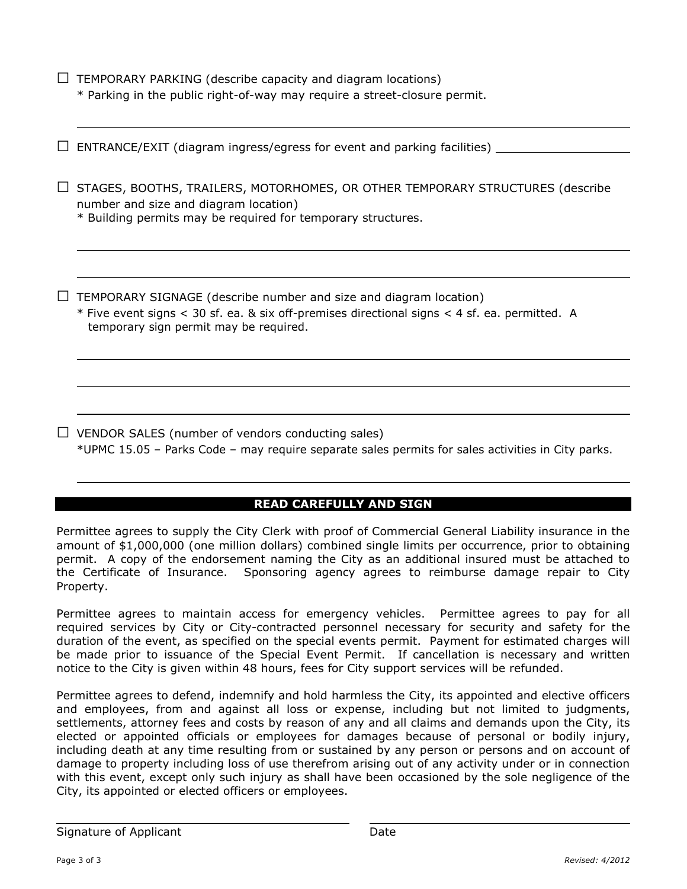☐ TEMPORARY PARKING (describe capacity and diagram locations)
* Parking in the public right-of-way may require a street-closure permit.

☐ ENTRANCE/EXIT (diagram ingress/egress for event and parking facilities)

☐ STAGES, BOOTHS, TRAILERS, MOTORHOMES, OR OTHER TEMPORARY STRUCTURES (describe number and size and diagram location)
* Building permits may be required for temporary structures.

☐ TEMPORARY SIGNAGE (describe number and size and diagram location)
* Five event signs < 30 sf. ea. & six off-premises directional signs < 4 sf. ea. permitted. A temporary sign permit may be required.

☐ VENDOR SALES (number of vendors conducting sales)
*UPMC 15.05 – Parks Code – may require separate sales permits for sales activities in City parks.

## READ CAREFULLY AND SIGN

Permittee agrees to supply the City Clerk with proof of Commercial General Liability insurance in the amount of $1,000,000 (one million dollars) combined single limits per occurrence, prior to obtaining permit. A copy of the endorsement naming the City as an additional insured must be attached to the Certificate of Insurance. Sponsoring agency agrees to reimburse damage repair to City Property.

Permittee agrees to maintain access for emergency vehicles. Permittee agrees to pay for all required services by City or City-contracted personnel necessary for security and safety for the duration of the event, as specified on the special events permit. Payment for estimated charges will be made prior to issuance of the Special Event Permit. If cancellation is necessary and written notice to the City is given within 48 hours, fees for City support services will be refunded.

Permittee agrees to defend, indemnify and hold harmless the City, its appointed and elective officers and employees, from and against all loss or expense, including but not limited to judgments, settlements, attorney fees and costs by reason of any and all claims and demands upon the City, its elected or appointed officials or employees for damages because of personal or bodily injury, including death at any time resulting from or sustained by any person or persons and on account of damage to property including loss of use therefrom arising out of any activity under or in connection with this event, except only such injury as shall have been occasioned by the sole negligence of the City, its appointed or elected officers or employees.

Signature of Applicant                Date

*Revised: 4/2012*